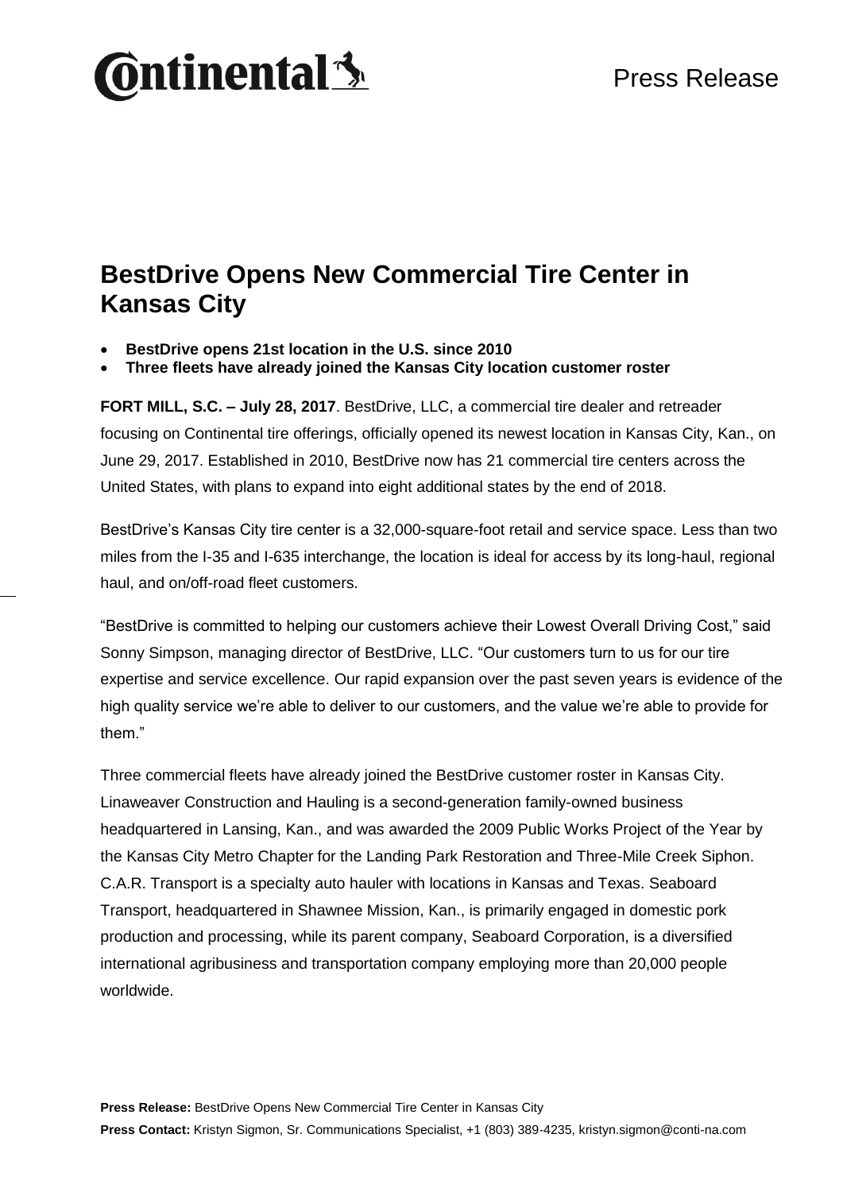# Continental

Press Release

## BestDrive Opens New Commercial Tire Center in Kansas City

- **BestDrive opens 21st location in the U.S. since 2010**
- **Three fleets have already joined the Kansas City location customer roster**

**FORT MILL, S.C. – July 28, 2017**. BestDrive, LLC, a commercial tire dealer and retreader focusing on Continental tire offerings, officially opened its newest location in Kansas City, Kan., on June 29, 2017. Established in 2010, BestDrive now has 21 commercial tire centers across the United States, with plans to expand into eight additional states by the end of 2018.

BestDrive's Kansas City tire center is a 32,000-square-foot retail and service space. Less than two miles from the I-35 and I-635 interchange, the location is ideal for access by its long-haul, regional haul, and on/off-road fleet customers.

"BestDrive is committed to helping our customers achieve their Lowest Overall Driving Cost," said Sonny Simpson, managing director of BestDrive, LLC. "Our customers turn to us for our tire expertise and service excellence. Our rapid expansion over the past seven years is evidence of the high quality service we're able to deliver to our customers, and the value we're able to provide for them."

Three commercial fleets have already joined the BestDrive customer roster in Kansas City. Linaweaver Construction and Hauling is a second-generation family-owned business headquartered in Lansing, Kan., and was awarded the 2009 Public Works Project of the Year by the Kansas City Metro Chapter for the Landing Park Restoration and Three-Mile Creek Siphon. C.A.R. Transport is a specialty auto hauler with locations in Kansas and Texas. Seaboard Transport, headquartered in Shawnee Mission, Kan., is primarily engaged in domestic pork production and processing, while its parent company, Seaboard Corporation, is a diversified international agribusiness and transportation company employing more than 20,000 people worldwide.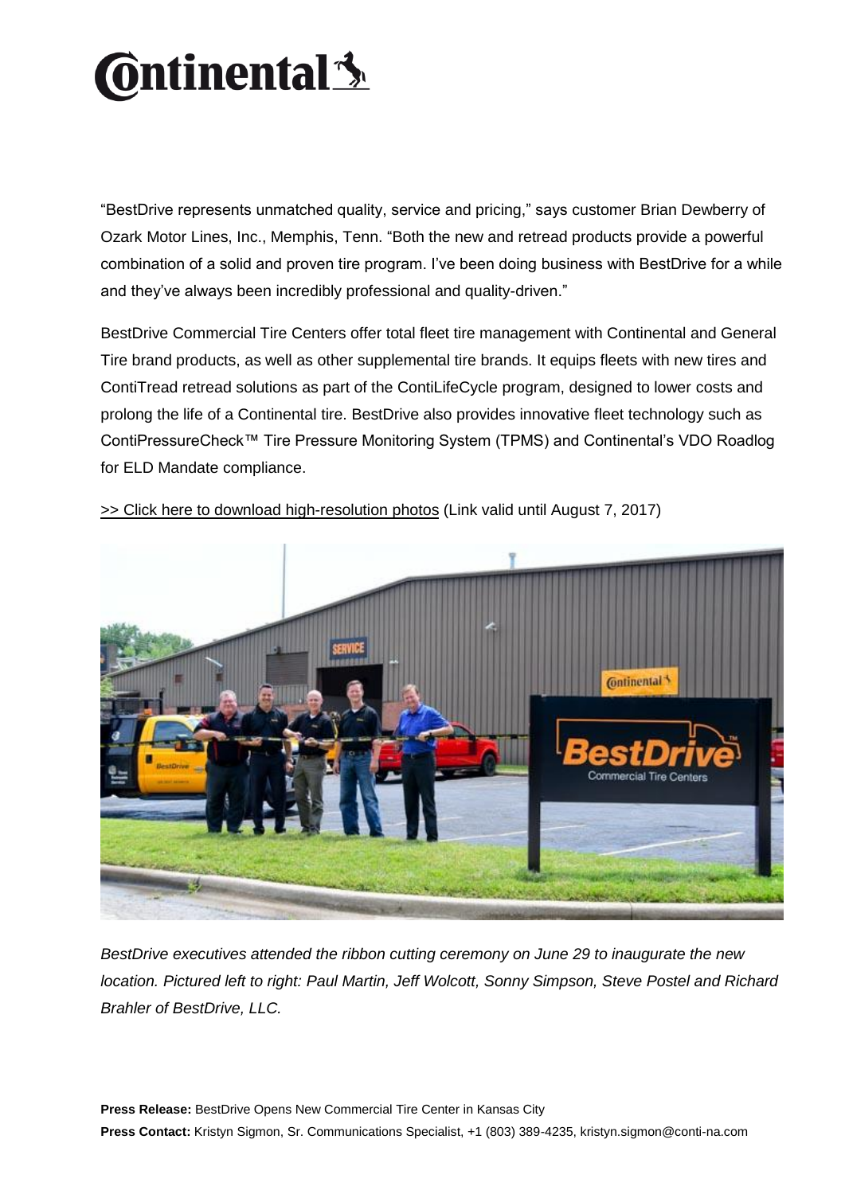"BestDrive represents unmatched quality, service and pricing," says customer Brian Dewberry of Ozark Motor Lines, Inc., Memphis, Tenn. "Both the new and retread products provide a powerful combination of a solid and proven tire program. I've been doing business with BestDrive for a while and they've always been incredibly professional and quality-driven."

BestDrive Commercial Tire Centers offer total fleet tire management with Continental and General Tire brand products, as well as other supplemental tire brands. It equips fleets with new tires and ContiTread retread solutions as part of the ContiLifeCycle program, designed to lower costs and prolong the life of a Continental tire. BestDrive also provides innovative fleet technology such as ContiPressureCheck™ Tire Pressure Monitoring System (TPMS) and Continental's VDO Roadlog for ELD Mandate compliance.

>> Click here to download high-resolution photos (Link valid until August 7, 2017)

*BestDrive executives attended the ribbon cutting ceremony on June 29 to inaugurate the new location. Pictured left to right: Paul Martin, Jeff Wolcott, Sonny Simpson, Steve Postel and Richard Brahler of BestDrive, LLC.*

**Press Release:** BestDrive Opens New Commercial Tire Center in Kansas City
**Press Contact:** Kristyn Sigmon, Sr. Communications Specialist, +1 (803) 389-4235, kristyn.sigmon@conti-na.com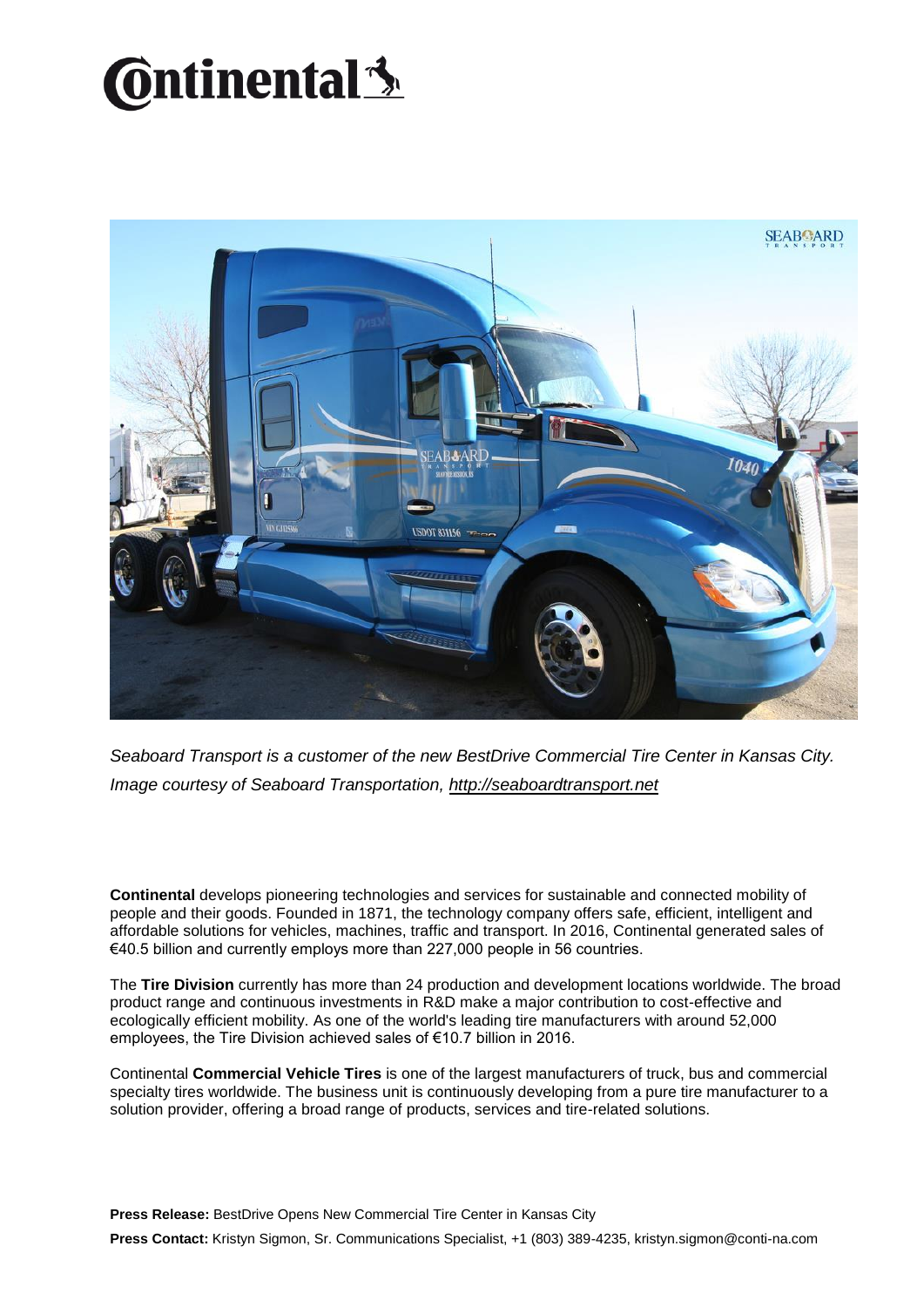*Seaboard Transport is a customer of the new BestDrive Commercial Tire Center in Kansas City. Image courtesy of Seaboard Transportation, http://seaboardtransport.net*

**Continental** develops pioneering technologies and services for sustainable and connected mobility of people and their goods. Founded in 1871, the technology company offers safe, efficient, intelligent and affordable solutions for vehicles, machines, traffic and transport. In 2016, Continental generated sales of €40.5 billion and currently employs more than 227,000 people in 56 countries.

The **Tire Division** currently has more than 24 production and development locations worldwide. The broad product range and continuous investments in R&D make a major contribution to cost-effective and ecologically efficient mobility. As one of the world's leading tire manufacturers with around 52,000 employees, the Tire Division achieved sales of €10.7 billion in 2016.

Continental **Commercial Vehicle Tires** is one of the largest manufacturers of truck, bus and commercial specialty tires worldwide. The business unit is continuously developing from a pure tire manufacturer to a solution provider, offering a broad range of products, services and tire-related solutions.

**Press Release:** BestDrive Opens New Commercial Tire Center in Kansas City

**Press Contact:** Kristyn Sigmon, Sr. Communications Specialist, +1 (803) 389-4235, kristyn.sigmon@conti-na.com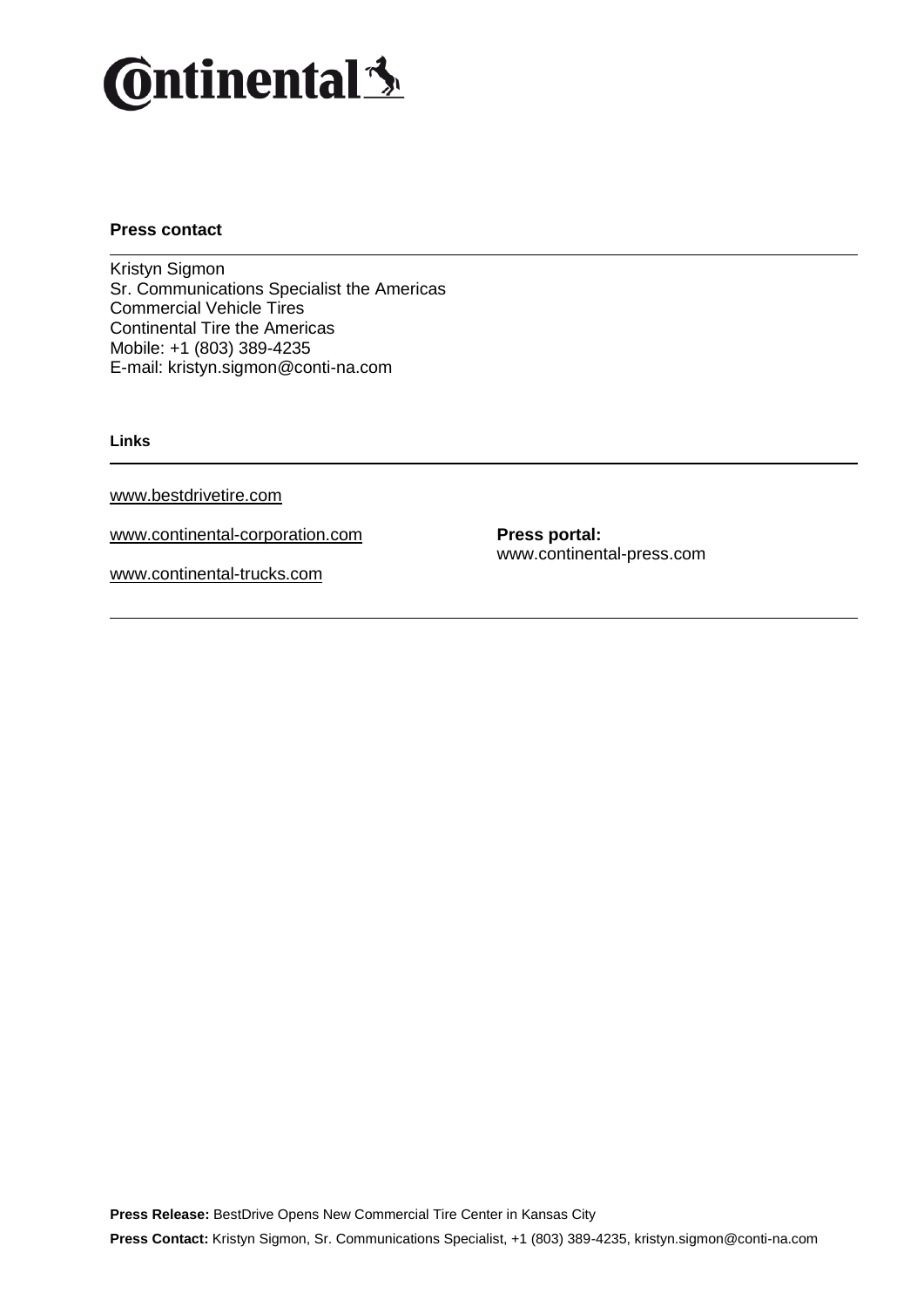**Press contact**

Kristyn Sigmon
Sr. Communications Specialist the Americas
Commercial Vehicle Tires
Continental Tire the Americas
Mobile: +1 (803) 389-4235
E-mail: kristyn.sigmon@conti-na.com

**Links**

www.bestdrivetire.com

www.continental-corporation.com

www.continental-trucks.com

**Press portal:**
www.continental-press.com